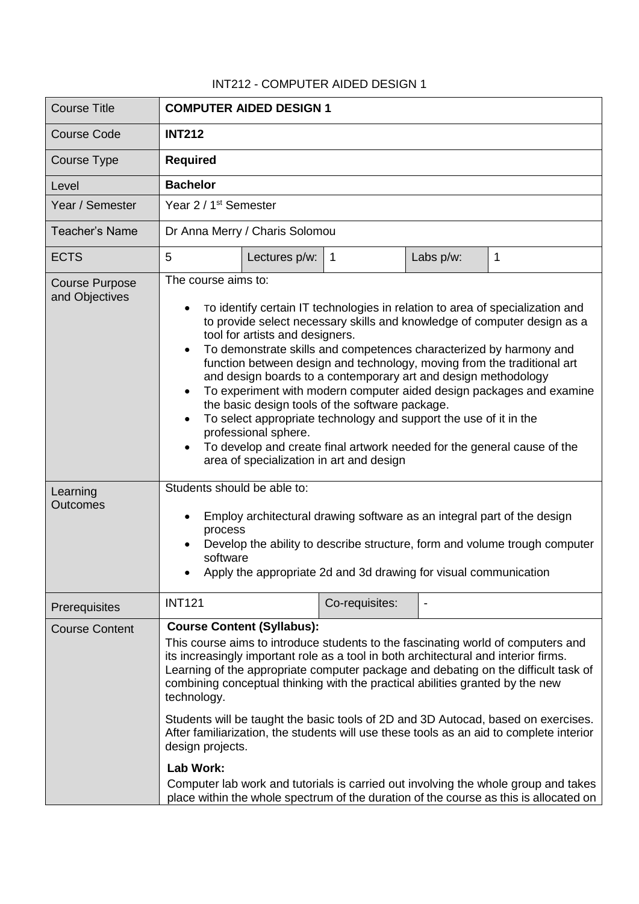# INT212 - COMPUTER AIDED DESIGN 1

| Course Title | **COMPUTER AIDED DESIGN 1** | | | | |
|---|---|---|---|---|---|
| Course Code | **INT212** | | | | |
| Course Type | **Required** | | | | |
| Level | **Bachelor** | | | | |
| Year / Semester | Year 2 / 1st Semester | | | | |
| Teacher's Name | Dr Anna Merry / Charis Solomou | | | | |
| ECTS | 5 | Lectures p/w: | 1 | Labs p/w: | 1 |
| Course Purpose and Objectives | The course aims to:<br><br>• To identify certain IT technologies in relation to area of specialization and to provide select necessary skills and knowledge of computer design as a tool for artists and designers.<br>• To demonstrate skills and competences characterized by harmony and function between design and technology, moving from the traditional art and design boards to a contemporary art and design methodology<br>• To experiment with modern computer aided design packages and examine the basic design tools of the software package.<br>• To select appropriate technology and support the use of it in the professional sphere.<br>• To develop and create final artwork needed for the general cause of the area of specialization in art and design | | | | |
| Learning Outcomes | Students should be able to:<br><br>• Employ architectural drawing software as an integral part of the design process<br>• Develop the ability to describe structure, form and volume trough computer software<br>• Apply the appropriate 2d and 3d drawing for visual communication | | | | |
| Prerequisites | INT121 | | Co-requisites: | - | |
| Course Content | **Course Content (Syllabus):**<br>This course aims to introduce students to the fascinating world of computers and its increasingly important role as a tool in both architectural and interior firms. Learning of the appropriate computer package and debating on the difficult task of combining conceptual thinking with the practical abilities granted by the new technology.<br><br>Students will be taught the basic tools of 2D and 3D Autocad, based on exercises. After familiarization, the students will use these tools as an aid to complete interior design projects.<br><br>**Lab Work:**<br>Computer lab work and tutorials is carried out involving the whole group and takes place within the whole spectrum of the duration of the course as this is allocated on | | | | |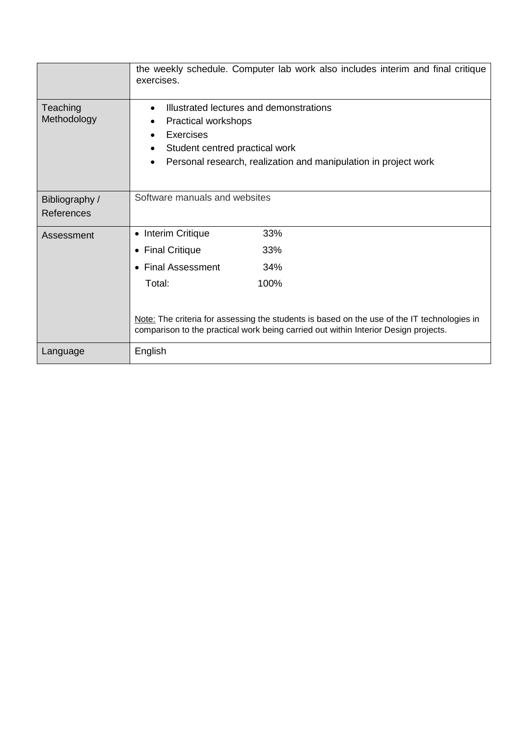| | |
|---|---|
| | the weekly schedule. Computer lab work also includes interim and final critique exercises. |
| Teaching Methodology | • Illustrated lectures and demonstrations<br>• Practical workshops<br>• Exercises<br>• Student centred practical work<br>• Personal research, realization and manipulation in project work |
| Bibliography / References | Software manuals and websites |
| Assessment | • Interim Critique 33%<br>• Final Critique 33%<br>• Final Assessment 34%<br>Total: 100%<br><br>Note: The criteria for assessing the students is based on the use of the IT technologies in comparison to the practical work being carried out within Interior Design projects. |
| Language | English |